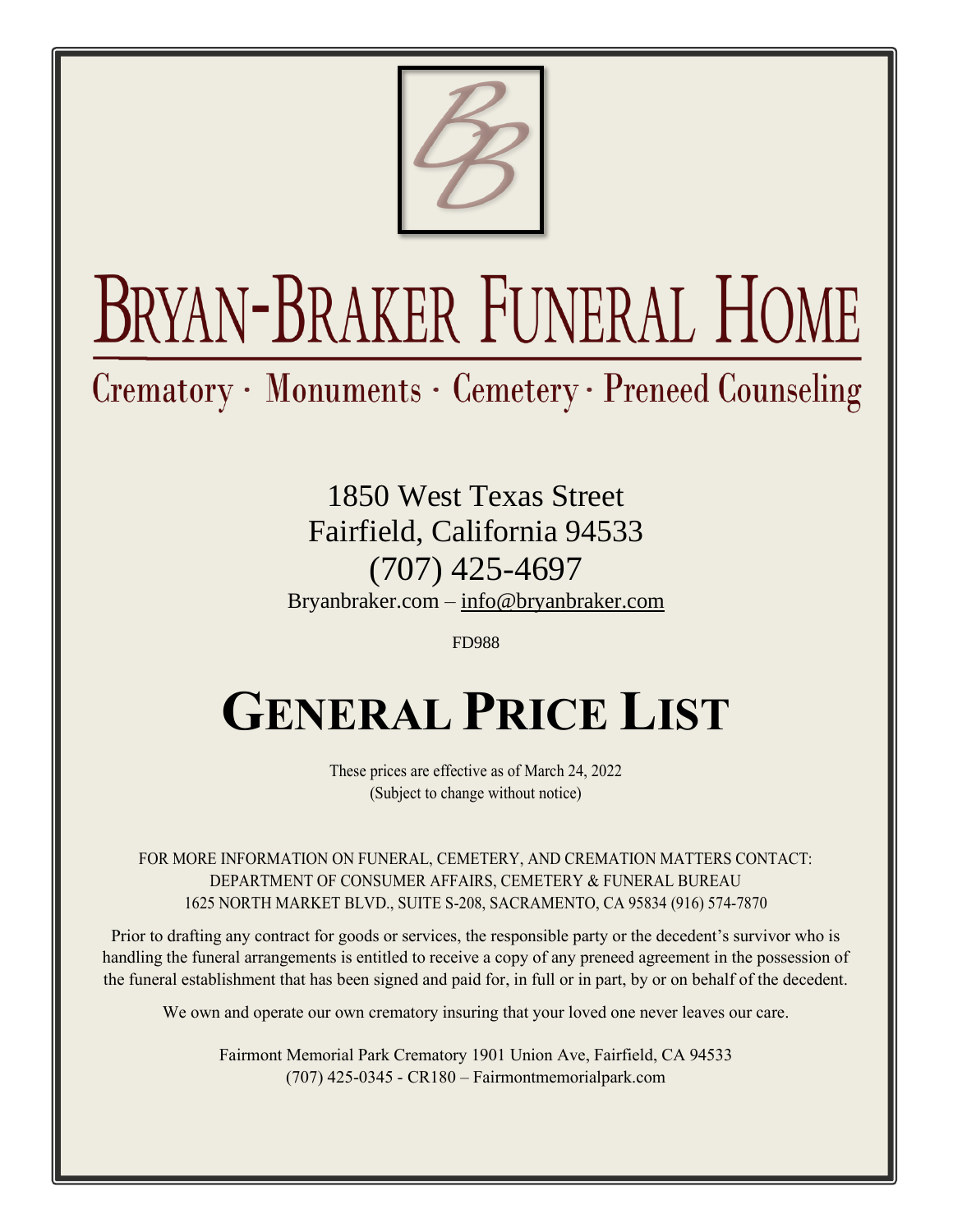# BRYAN-BRAKER FUNERAL HOME

Crematory · Monuments · Cemetery · Preneed Counseling

1850 West Texas Street
Fairfield, California 94533
(707) 425-4697
Bryanbraker.com – info@bryanbraker.com

FD988

# GENERAL PRICE LIST

These prices are effective as of March 24, 2022
(Subject to change without notice)

FOR MORE INFORMATION ON FUNERAL, CEMETERY, AND CREMATION MATTERS CONTACT:
DEPARTMENT OF CONSUMER AFFAIRS, CEMETERY & FUNERAL BUREAU
1625 NORTH MARKET BLVD., SUITE S-208, SACRAMENTO, CA 95834 (916) 574-7870

Prior to drafting any contract for goods or services, the responsible party or the decedent's survivor who is handling the funeral arrangements is entitled to receive a copy of any preneed agreement in the possession of the funeral establishment that has been signed and paid for, in full or in part, by or on behalf of the decedent.

We own and operate our own crematory insuring that your loved one never leaves our care.

Fairmont Memorial Park Crematory 1901 Union Ave, Fairfield, CA 94533
(707) 425-0345 - CR180 – Fairmontmemorialpark.com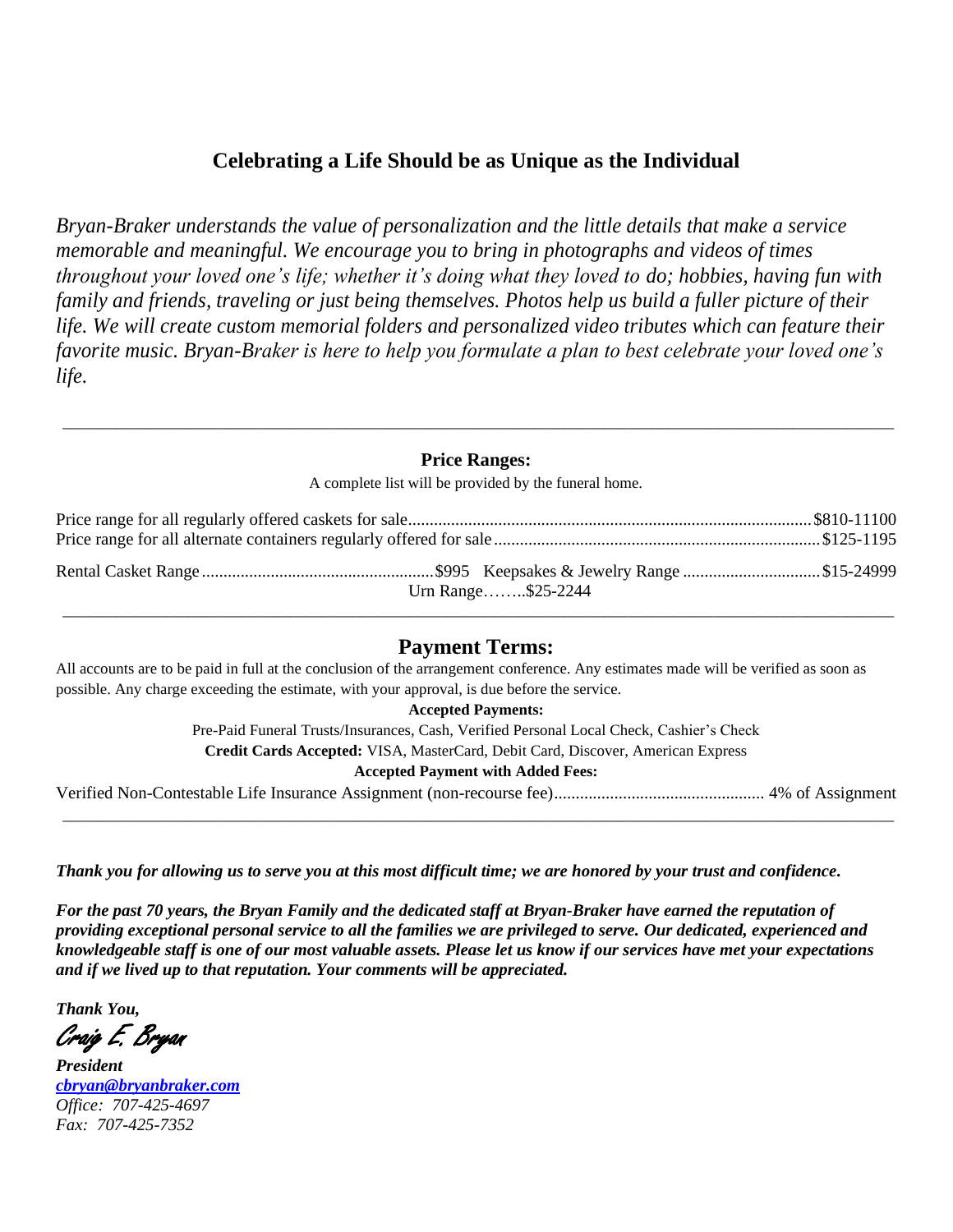## Celebrating a Life Should be as Unique as the Individual

*Bryan-Braker understands the value of personalization and the little details that make a service memorable and meaningful. We encourage you to bring in photographs and videos of times throughout your loved one's life; whether it's doing what they loved to do; hobbies, having fun with family and friends, traveling or just being themselves. Photos help us build a fuller picture of their life. We will create custom memorial folders and personalized video tributes which can feature their favorite music. Bryan-Braker is here to help you formulate a plan to best celebrate your loved one's life.*

---

### Price Ranges:

A complete list will be provided by the funeral home.

Price range for all regularly offered caskets for sale.......$810-11100

Price range for all alternate containers regularly offered for sale.......$125-1195

Rental Casket Range.......$995 Keepsakes & Jewelry Range.......$15-24999

Urn Range……..$25-2244

---

### Payment Terms:

All accounts are to be paid in full at the conclusion of the arrangement conference. Any estimates made will be verified as soon as possible. Any charge exceeding the estimate, with your approval, is due before the service.

**Accepted Payments:**

Pre-Paid Funeral Trusts/Insurances, Cash, Verified Personal Local Check, Cashier's Check

**Credit Cards Accepted:** VISA, MasterCard, Debit Card, Discover, American Express

**Accepted Payment with Added Fees:**

Verified Non-Contestable Life Insurance Assignment (non-recourse fee)....... 4% of Assignment

---

***Thank you for allowing us to serve you at this most difficult time; we are honored by your trust and confidence.***

***For the past 70 years, the Bryan Family and the dedicated staff at Bryan-Braker have earned the reputation of providing exceptional personal service to all the families we are privileged to serve. Our dedicated, experienced and knowledgeable staff is one of our most valuable assets. Please let us know if our services have met your expectations and if we lived up to that reputation. Your comments will be appreciated.***

***Thank You,***

*Craig E. Bryan*

***President***

*cbryan@bryanbraker.com*

*Office: 707-425-4697*

*Fax: 707-425-7352*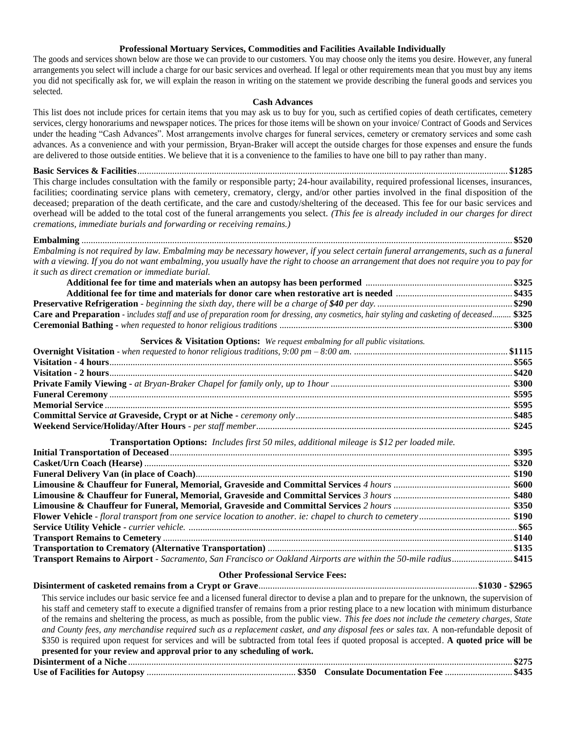## Professional Mortuary Services, Commodities and Facilities Available Individually

The goods and services shown below are those we can provide to our customers. You may choose only the items you desire. However, any funeral arrangements you select will include a charge for our basic services and overhead. If legal or other requirements mean that you must buy any items you did not specifically ask for, we will explain the reason in writing on the statement we provide describing the funeral goods and services you selected.

### Cash Advances

This list does not include prices for certain items that you may ask us to buy for you, such as certified copies of death certificates, cemetery services, clergy honorariums and newspaper notices. The prices for those items will be shown on your invoice/ Contract of Goods and Services under the heading "Cash Advances". Most arrangements involve charges for funeral services, cemetery or crematory services and some cash advances. As a convenience and with your permission, Bryan-Braker will accept the outside charges for those expenses and ensure the funds are delivered to those outside entities. We believe that it is a convenience to the families to have one bill to pay rather than many.

**Basic Services & Facilities**............................................................................................................................................. **$1285**

This charge includes consultation with the family or responsible party; 24-hour availability, required professional licenses, insurances, facilities; coordinating service plans with cemetery, crematory, clergy, and/or other parties involved in the final disposition of the deceased; preparation of the death certificate, and the care and custody/sheltering of the deceased. This fee for our basic services and overhead will be added to the total cost of the funeral arrangements you select. *(This fee is already included in our charges for direct cremations, immediate burials and forwarding or receiving remains.)*

**Embalming** ........................................................................................................................................................................ **$520**

*Embalming is not required by law. Embalming may be necessary however, if you select certain funeral arrangements, such as a funeral with a viewing. If you do not want embalming, you usually have the right to choose an arrangement that does not require you to pay for it such as direct cremation or immediate burial.*

**Additional fee for time and materials when an autopsy has been performed** ............................................................... **$325**

**Additional fee for time and materials for donor care when restorative art is needed** ................................................. **$435**

**Preservative Refrigeration** - *beginning the sixth day, there will be a charge of* ***$40*** *per day.* .......................................................... **$290**

**Care and Preparation** - *includes staff and use of preparation room for dressing, any cosmetics, hair styling and casketing of deceased*......... **$325**

**Ceremonial Bathing** - *when requested to honor religious traditions* ................................................................................................... **$300**

### Services & Visitation Options: *We request embalming for all public visitations.*

**Overnight Visitation** - *when requested to honor religious traditions, 9:00 pm – 8:00 am.* ................................................................. **$1115**

**Visitation - 4 hours**............................................................................................................................................................ **$565**

**Visitation - 2 hours**............................................................................................................................................................ **$420**

**Private Family Viewing** - *at Bryan-Braker Chapel for family only, up to 1hour* ............................................................................. **$300**

**Funeral Ceremony** .............................................................................................................................................................. **$595**

**Memorial Service** ............................................................................................................................................................... **$595**

**Committal Service** ***at*** **Graveside, Crypt or at Niche** - *ceremony only*.......................................................................................... **$485**

**Weekend Service/Holiday/After Hours** - *per staff member*.............................................................................................. **$245**

### Transportation Options: *Includes first 50 miles, additional mileage is $12 per loaded mile.*

**Initial Transportation of Deceased**................................................................................................................................. **$395**

**Casket/Urn Coach (Hearse)** ............................................................................................................................................. **$320**

**Funeral Delivery Van (in place of Coach)**...................................................................................................................... **$190**

**Limousine & Chauffeur for Funeral, Memorial, Graveside and Committal Services** *4 hours* ................................................ **$600**

**Limousine & Chauffeur for Funeral, Memorial, Graveside and Committal Services** *3 hours* ................................................ **$480**

**Limousine & Chauffeur for Funeral, Memorial, Graveside and Committal Services** *2 hours* ................................................ **$350**

**Flower Vehicle** - *floral transport from one service location to another. ie: chapel to church to cemetery*...................................... **$190**

**Service Utility Vehicle** - *currier vehicle.* ............................................................................................................................ **$65**

**Transport Remains to Cemetery** ...................................................................................................................................... **$140**

**Transportation to Crematory (Alternative Transportation)** ........................................................................................... **$135**

**Transport Remains to Airport** - *Sacramento, San Francisco or Oakland Airports are within the 50-mile radius*......................... **$415**

### Other Professional Service Fees:

**Disinterment of casketed remains from a Crypt or Grave**............................................................................................ **$1030 - $2965**

This service includes our basic service fee and a licensed funeral director to devise a plan and to prepare for the unknown, the supervision of his staff and cemetery staff to execute a dignified transfer of remains from a prior resting place to a new location with minimum disturbance of the remains and sheltering the process, as much as possible, from the public view. *This fee does not include the cemetery charges, State and County fees, any merchandise required such as a replacement casket, and any disposal fees or sales tax.* A non-refundable deposit of $350 is required upon request for services and will be subtracted from total fees if quoted proposal is accepted. **A quoted price will be presented for your review and approval prior to any scheduling of work.**

**Disinterment of a Niche**.................................................................................................................................................. **$275**

**Use of Facilities for Autopsy** ................................................................ **$350**

**Consulate Documentation Fee** ............................. **$435**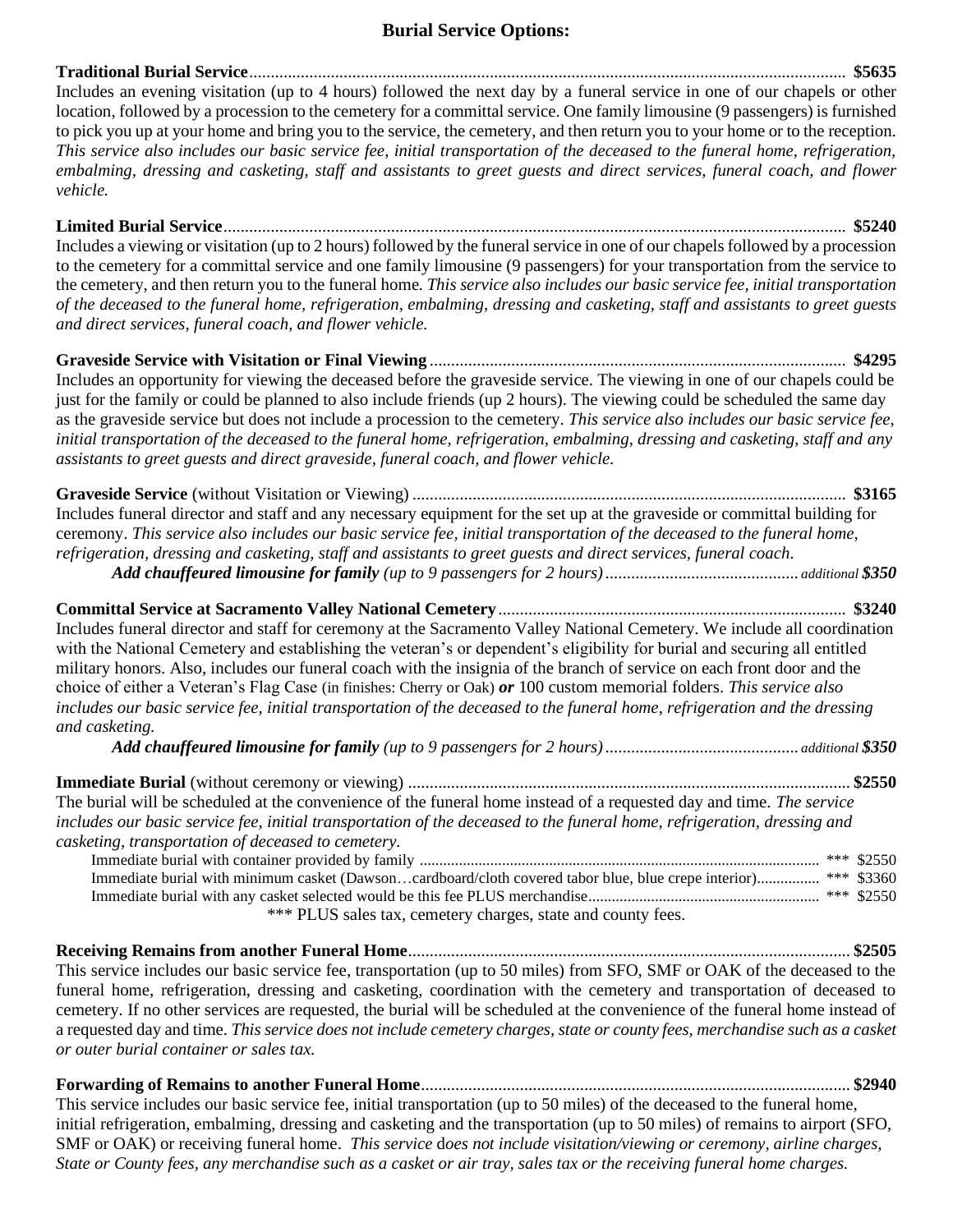## Burial Service Options:

**Traditional Burial Service**........................................................................................................................................ **$5635**
Includes an evening visitation (up to 4 hours) followed the next day by a funeral service in one of our chapels or other location, followed by a procession to the cemetery for a committal service. One family limousine (9 passengers) is furnished to pick you up at your home and bring you to the service, the cemetery, and then return you to your home or to the reception. *This service also includes our basic service fee, initial transportation of the deceased to the funeral home, refrigeration, embalming, dressing and casketing, staff and assistants to greet guests and direct services, funeral coach, and flower vehicle.*

**Limited Burial Service**.............................................................................................................................................. **$5240**
Includes a viewing or visitation (up to 2 hours) followed by the funeral service in one of our chapels followed by a procession to the cemetery for a committal service and one family limousine (9 passengers) for your transportation from the service to the cemetery, and then return you to the funeral home. *This service also includes our basic service fee, initial transportation of the deceased to the funeral home, refrigeration, embalming, dressing and casketing, staff and assistants to greet guests and direct services, funeral coach, and flower vehicle.*

**Graveside Service with Visitation or Final Viewing**................................................................................................ **$4295**
Includes an opportunity for viewing the deceased before the graveside service. The viewing in one of our chapels could be just for the family or could be planned to also include friends (up 2 hours). The viewing could be scheduled the same day as the graveside service but does not include a procession to the cemetery. *This service also includes our basic service fee, initial transportation of the deceased to the funeral home, refrigeration, embalming, dressing and casketing, staff and any assistants to greet guests and direct graveside, funeral coach, and flower vehicle.*

**Graveside Service** (without Visitation or Viewing) .................................................................................................... **$3165**
Includes funeral director and staff and any necessary equipment for the set up at the graveside or committal building for ceremony. *This service also includes our basic service fee, initial transportation of the deceased to the funeral home, refrigeration, dressing and casketing, staff and assistants to greet guests and direct services, funeral coach.*

***Add chauffeured limousine for family*** *(up to 9 passengers for 2 hours)*............................................ *additional* ***$350***

**Committal Service at Sacramento Valley National Cemetery**................................................................................ **$3240**
Includes funeral director and staff for ceremony at the Sacramento Valley National Cemetery. We include all coordination with the National Cemetery and establishing the veteran's or dependent's eligibility for burial and securing all entitled military honors. Also, includes our funeral coach with the insignia of the branch of service on each front door and the choice of either a Veteran's Flag Case (in finishes: Cherry or Oak) ***or*** 100 custom memorial folders. *This service also includes our basic service fee, initial transportation of the deceased to the funeral home, refrigeration and the dressing and casketing.*

***Add chauffeured limousine for family*** *(up to 9 passengers for 2 hours)*............................................ *additional* ***$350***

**Immediate Burial** (without ceremony or viewing) ...................................................................................................... **$2550**
The burial will be scheduled at the convenience of the funeral home instead of a requested day and time. *The service includes our basic service fee, initial transportation of the deceased to the funeral home, refrigeration, dressing and casketing, transportation of deceased to cemetery.*

Immediate burial with container provided by family ..................................................................................................... *** $2550
Immediate burial with minimum casket (Dawson…cardboard/cloth covered tabor blue, blue crepe interior)................ *** $3360
Immediate burial with any casket selected would be this fee PLUS merchandise.......................................................... *** $2550

*** PLUS sales tax, cemetery charges, state and county fees.

**Receiving Remains from another Funeral Home**....................................................................................................... **$2505**
This service includes our basic service fee, transportation (up to 50 miles) from SFO, SMF or OAK of the deceased to the funeral home, refrigeration, dressing and casketing, coordination with the cemetery and transportation of deceased to cemetery. If no other services are requested, the burial will be scheduled at the convenience of the funeral home instead of a requested day and time. *This service does not include cemetery charges, state or county fees, merchandise such as a casket or outer burial container or sales tax.*

**Forwarding of Remains to another Funeral Home**.................................................................................................... **$2940**
This service includes our basic service fee, initial transportation (up to 50 miles) of the deceased to the funeral home, initial refrigeration, embalming, dressing and casketing and the transportation (up to 50 miles) of remains to airport (SFO, SMF or OAK) or receiving funeral home. *This service does not include visitation/viewing or ceremony, airline charges, State or County fees, any merchandise such as a casket or air tray, sales tax or the receiving funeral home charges.*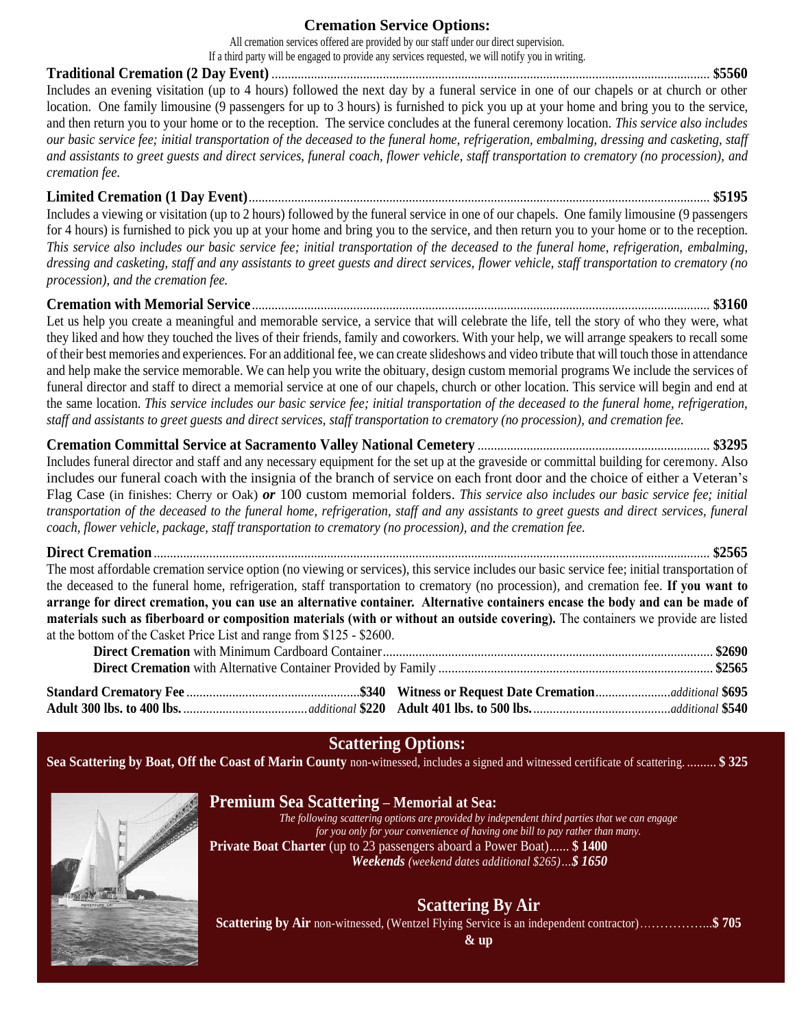## Cremation Service Options:

All cremation services offered are provided by our staff under our direct supervision.
If a third party will be engaged to provide any services requested, we will notify you in writing.

**Traditional Cremation (2 Day Event)** ........ **$5560**
Includes an evening visitation (up to 4 hours) followed the next day by a funeral service in one of our chapels or at church or other location. One family limousine (9 passengers for up to 3 hours) is furnished to pick you up at your home and bring you to the service, and then return you to your home or to the reception. The service concludes at the funeral ceremony location. *This service also includes our basic service fee; initial transportation of the deceased to the funeral home, refrigeration, embalming, dressing and casketing, staff and assistants to greet guests and direct services, funeral coach, flower vehicle, staff transportation to crematory (no procession), and cremation fee.*

**Limited Cremation (1 Day Event)** ........ **$5195**
Includes a viewing or visitation (up to 2 hours) followed by the funeral service in one of our chapels. One family limousine (9 passengers for 4 hours) is furnished to pick you up at your home and bring you to the service, and then return you to your home or to the reception. *This service also includes our basic service fee; initial transportation of the deceased to the funeral home, refrigeration, embalming, dressing and casketing, staff and any assistants to greet guests and direct services, flower vehicle, staff transportation to crematory (no procession), and the cremation fee.*

**Cremation with Memorial Service** ........ **$3160**
Let us help you create a meaningful and memorable service, a service that will celebrate the life, tell the story of who they were, what they liked and how they touched the lives of their friends, family and coworkers. With your help, we will arrange speakers to recall some of their best memories and experiences. For an additional fee, we can create slideshows and video tribute that will touch those in attendance and help make the service memorable. We can help you write the obituary, design custom memorial programs We include the services of funeral director and staff to direct a memorial service at one of our chapels, church or other location. This service will begin and end at the same location. *This service includes our basic service fee; initial transportation of the deceased to the funeral home, refrigeration, staff and assistants to greet guests and direct services, staff transportation to crematory (no procession), and cremation fee.*

**Cremation Committal Service at Sacramento Valley National Cemetery** ........ **$3295**
Includes funeral director and staff and any necessary equipment for the set up at the graveside or committal building for ceremony. Also includes our funeral coach with the insignia of the branch of service on each front door and the choice of either a Veteran's Flag Case (in finishes: Cherry or Oak) ***or*** 100 custom memorial folders. *This service also includes our basic service fee; initial transportation of the deceased to the funeral home, refrigeration, staff and any assistants to greet guests and direct services, funeral coach, flower vehicle, package, staff transportation to crematory (no procession), and the cremation fee.*

**Direct Cremation** ........ **$2565**
The most affordable cremation service option (no viewing or services), this service includes our basic service fee; initial transportation of the deceased to the funeral home, refrigeration, staff transportation to crematory (no procession), and cremation fee. **If you want to arrange for direct cremation, you can use an alternative container. Alternative containers encase the body and can be made of materials such as fiberboard or composition materials (with or without an outside covering).** The containers we provide are listed at the bottom of the Casket Price List and range from $125 - $2600.

- **Direct Cremation** with Minimum Cardboard Container ........ **$2690**
- **Direct Cremation** with Alternative Container Provided by Family ........ **$2565**

**Standard Crematory Fee** ........ **$340**
**Witness or Request Date Cremation** ........ *additional* **$695**
**Adult 300 lbs. to 400 lbs.** ........ *additional* **$220**
**Adult 401 lbs. to 500 lbs.** ........ *additional* **$540**

## Scattering Options:

**Sea Scattering by Boat, Off the Coast of Marin County** non-witnessed, includes a signed and witnessed certificate of scattering. ........ **$ 325**

### Premium Sea Scattering – Memorial at Sea:

*The following scattering options are provided by independent third parties that we can engage for you only for your convenience of having one bill to pay rather than many.*

**Private Boat Charter** (up to 23 passengers aboard a Power Boat)...... **$ 1400**
***Weekends*** *(weekend dates additional $265)*...***$ 1650***

### Scattering By Air

**Scattering by Air** non-witnessed, (Wentzel Flying Service is an independent contractor)........ **$ 705 & up**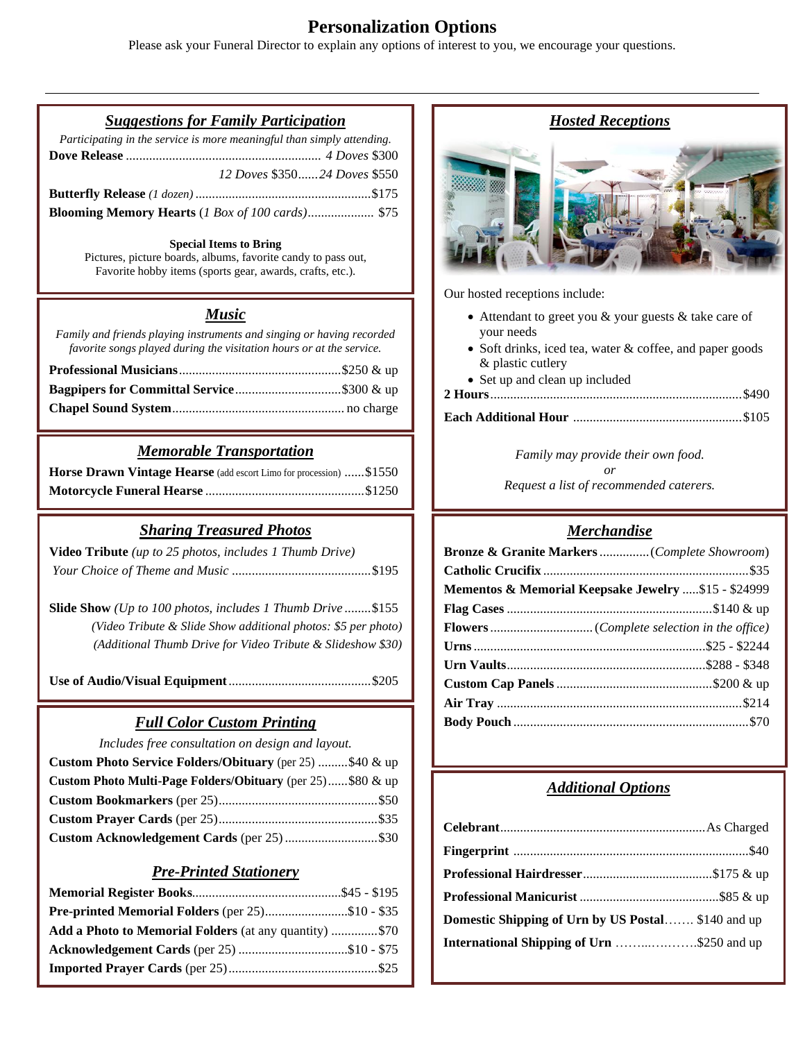# Personalization Options

Please ask your Funeral Director to explain any options of interest to you, we encourage your questions.

## *Suggestions for Family Participation*

*Participating in the service is more meaningful than simply attending.*

**Dove Release** ........ *4 Doves* $300
*12 Doves* $350......*24 Doves* $550

**Butterfly Release** *(1 dozen)* ........ $175

**Blooming Memory Hearts** (*1 Box of 100 cards)*........ $75

**Special Items to Bring**
Pictures, picture boards, albums, favorite candy to pass out,
Favorite hobby items (sports gear, awards, crafts, etc.).

## *Music*

*Family and friends playing instruments and singing or having recorded favorite songs played during the visitation hours or at the service.*

**Professional Musicians** ........ $250 & up

**Bagpipers for Committal Service** ........ $300 & up

**Chapel Sound System** ........ no charge

## *Memorable Transportation*

**Horse Drawn Vintage Hearse** (add escort Limo for procession) ......$1550

**Motorcycle Funeral Hearse** ........ $1250

## *Sharing Treasured Photos*

**Video Tribute** *(up to 25 photos, includes 1 Thumb Drive)*
*Your Choice of Theme and Music* ........ $195

**Slide Show** *(Up to 100 photos, includes 1 Thumb Drive* ........ $155
*(Video Tribute & Slide Show additional photos: $5 per photo)*
*(Additional Thumb Drive for Video Tribute & Slideshow $30)*

**Use of Audio/Visual Equipment** ........ $205

## *Full Color Custom Printing*

*Includes free consultation on design and layout.*

**Custom Photo Service Folders/Obituary** (per 25) ........ $40 & up

**Custom Photo Multi-Page Folders/Obituary** (per 25)......$80 & up

**Custom Bookmarkers** (per 25) ........ $50

**Custom Prayer Cards** (per 25) ........ $35

**Custom Acknowledgement Cards** (per 25) ........ $30

## *Pre-Printed Stationery*

**Memorial Register Books** ........ $45 - $195

**Pre-printed Memorial Folders** (per 25) ........ $10 - $35

**Add a Photo to Memorial Folders** (at any quantity) ........ $70

**Acknowledgement Cards** (per 25) ........ $10 - $75

**Imported Prayer Cards** (per 25) ........ $25

## *Hosted Receptions*

Our hosted receptions include:

- Attendant to greet you & your guests & take care of your needs
- Soft drinks, iced tea, water & coffee, and paper goods & plastic cutlery
- Set up and clean up included

**2 Hours** ........ $490

**Each Additional Hour** ........ $105

*Family may provide their own food.*
*or*
*Request a list of recommended caterers.*

## *Merchandise*

**Bronze & Granite Markers** ........ (*Complete Showroom*)

**Catholic Crucifix** ........ $35

**Mementos & Memorial Keepsake Jewelry** .....$15 - $24999

**Flag Cases** ........ $140 & up

**Flowers** ........ (*Complete selection in the office)*

**Urns** ........ $25 - $2244

**Urn Vaults** ........ $288 - $348

**Custom Cap Panels** ........ $200 & up

**Air Tray** ........ $214

**Body Pouch** ........ $70

## *Additional Options*

**Celebrant** ........ As Charged

**Fingerprint** ........ $40

**Professional Hairdresser** ........ $175 & up

**Professional Manicurist** ........ $85 & up

**Domestic Shipping of Urn by US Postal**....... $140 and up

**International Shipping of Urn** ........ $250 and up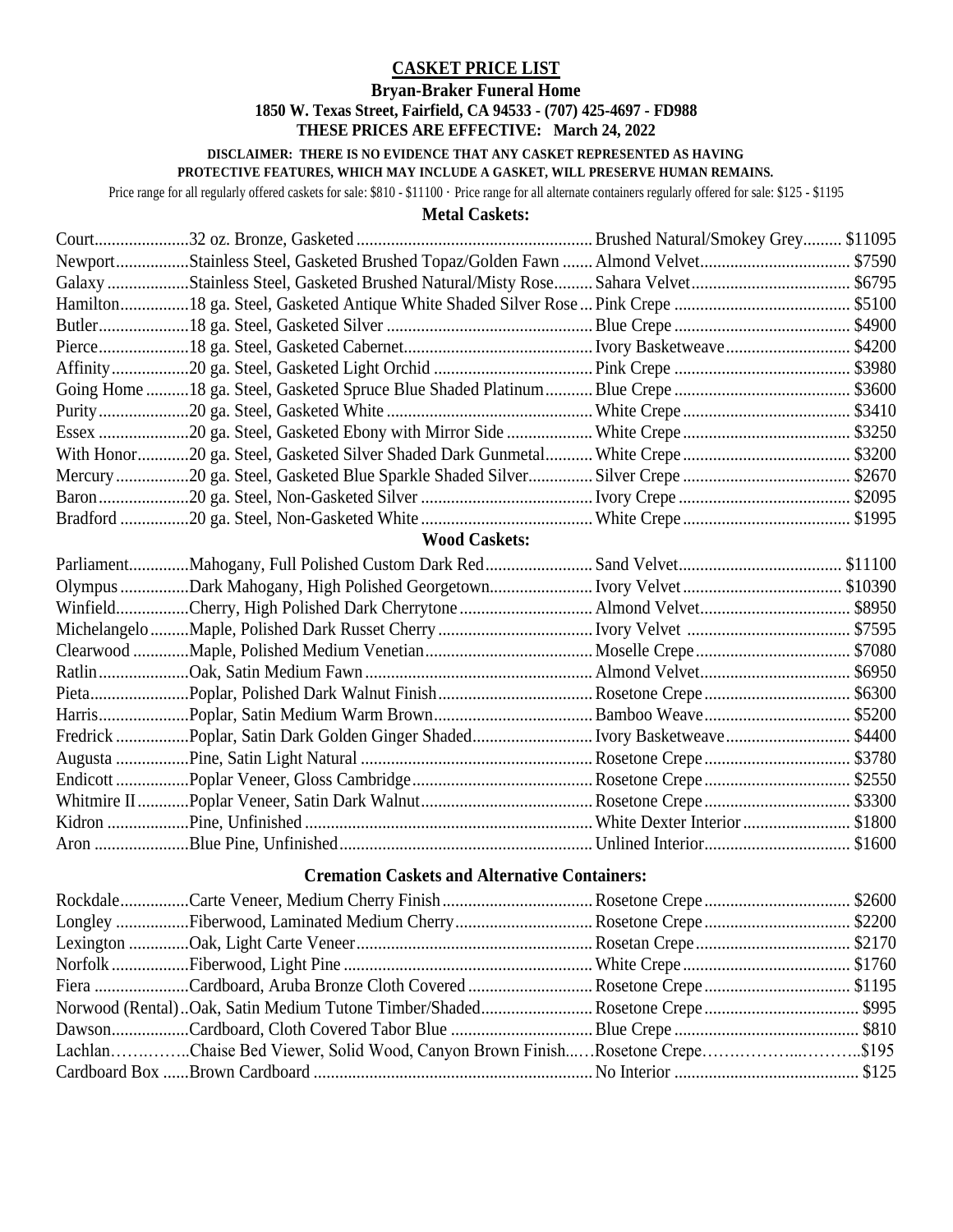## CASKET PRICE LIST

**Bryan-Braker Funeral Home**

**1850 W. Texas Street, Fairfield, CA 94533 - (707) 425-4697 - FD988**

**THESE PRICES ARE EFFECTIVE: March 24, 2022**

**DISCLAIMER: THERE IS NO EVIDENCE THAT ANY CASKET REPRESENTED AS HAVING PROTECTIVE FEATURES, WHICH MAY INCLUDE A GASKET, WILL PRESERVE HUMAN REMAINS.**

Price range for all regularly offered caskets for sale: $810 - $11100 · Price range for all alternate containers regularly offered for sale: $125 - $1195

### Metal Caskets:

| | | | |
|---|---|---|---|
| Court | 32 oz. Bronze, Gasketed | Brushed Natural/Smokey Grey | $11095 |
| Newport | Stainless Steel, Gasketed Brushed Topaz/Golden Fawn | Almond Velvet | $7590 |
| Galaxy | Stainless Steel, Gasketed Brushed Natural/Misty Rose | Sahara Velvet | $6795 |
| Hamilton | 18 ga. Steel, Gasketed Antique White Shaded Silver Rose | Pink Crepe | $5100 |
| Butler | 18 ga. Steel, Gasketed Silver | Blue Crepe | $4900 |
| Pierce | 18 ga. Steel, Gasketed Cabernet | Ivory Basketweave | $4200 |
| Affinity | 20 ga. Steel, Gasketed Light Orchid | Pink Crepe | $3980 |
| Going Home | 18 ga. Steel, Gasketed Spruce Blue Shaded Platinum | Blue Crepe | $3600 |
| Purity | 20 ga. Steel, Gasketed White | White Crepe | $3410 |
| Essex | 20 ga. Steel, Gasketed Ebony with Mirror Side | White Crepe | $3250 |
| With Honor | 20 ga. Steel, Gasketed Silver Shaded Dark Gunmetal | White Crepe | $3200 |
| Mercury | 20 ga. Steel, Gasketed Blue Sparkle Shaded Silver | Silver Crepe | $2670 |
| Baron | 20 ga. Steel, Non-Gasketed Silver | Ivory Crepe | $2095 |
| Bradford | 20 ga. Steel, Non-Gasketed White | White Crepe | $1995 |

### Wood Caskets:

| | | | |
|---|---|---|---|
| Parliament | Mahogany, Full Polished Custom Dark Red | Sand Velvet | $11100 |
| Olympus | Dark Mahogany, High Polished Georgetown | Ivory Velvet | $10390 |
| Winfield | Cherry, High Polished Dark Cherrytone | Almond Velvet | $8950 |
| Michelangelo | Maple, Polished Dark Russet Cherry | Ivory Velvet | $7595 |
| Clearwood | Maple, Polished Medium Venetian | Moselle Crepe | $7080 |
| Ratlin | Oak, Satin Medium Fawn | Almond Velvet | $6950 |
| Pieta | Poplar, Polished Dark Walnut Finish | Rosetone Crepe | $6300 |
| Harris | Poplar, Satin Medium Warm Brown | Bamboo Weave | $5200 |
| Fredrick | Poplar, Satin Dark Golden Ginger Shaded | Ivory Basketweave | $4400 |
| Augusta | Pine, Satin Light Natural | Rosetone Crepe | $3780 |
| Endicott | Poplar Veneer, Gloss Cambridge | Rosetone Crepe | $2550 |
| Whitmire II | Poplar Veneer, Satin Dark Walnut | Rosetone Crepe | $3300 |
| Kidron | Pine, Unfinished | White Dexter Interior | $1800 |
| Aron | Blue Pine, Unfinished | Unlined Interior | $1600 |

### Cremation Caskets and Alternative Containers:

| | | | |
|---|---|---|---|
| Rockdale | Carte Veneer, Medium Cherry Finish | Rosetone Crepe | $2600 |
| Longley | Fiberwood, Laminated Medium Cherry | Rosetone Crepe | $2200 |
| Lexington | Oak, Light Carte Veneer | Rosetan Crepe | $2170 |
| Norfolk | Fiberwood, Light Pine | White Crepe | $1760 |
| Fiera | Cardboard, Aruba Bronze Cloth Covered | Rosetone Crepe | $1195 |
| Norwood (Rental) | Oak, Satin Medium Tutone Timber/Shaded | Rosetone Crepe | $995 |
| Dawson | Cardboard, Cloth Covered Tabor Blue | Blue Crepe | $810 |
| Lachlan | Chaise Bed Viewer, Solid Wood, Canyon Brown Finish | Rosetone Crepe | $195 |
| Cardboard Box | Brown Cardboard | No Interior | $125 |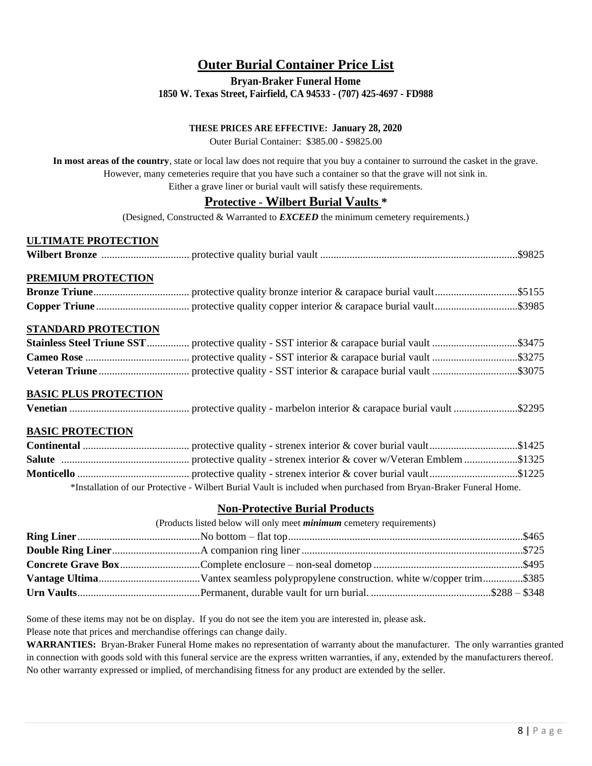# Outer Burial Container Price List

**Bryan-Braker Funeral Home**
**1850 W. Texas Street, Fairfield, CA 94533 - (707) 425-4697 - FD988**

**THESE PRICES ARE EFFECTIVE: January 28, 2020**
Outer Burial Container: $385.00 - $9825.00

**In most areas of the country**, state or local law does not require that you buy a container to surround the casket in the grave. However, many cemeteries require that you have such a container so that the grave will not sink in. Either a grave liner or burial vault will satisfy these requirements.

## Protective - Wilbert Burial Vaults *

(Designed, Constructed & Warranted to ***EXCEED*** the minimum cemetery requirements.)

### ULTIMATE PROTECTION

| | | |
|---|---|---|
| **Wilbert Bronze** | protective quality burial vault | $9825 |

### PREMIUM PROTECTION

| | | |
|---|---|---|
| **Bronze Triune** | protective quality bronze interior & carapace burial vault | $5155 |
| **Copper Triune** | protective quality copper interior & carapace burial vault | $3985 |

### STANDARD PROTECTION

| | | |
|---|---|---|
| **Stainless Steel Triune SST** | protective quality - SST interior & carapace burial vault | $3475 |
| **Cameo Rose** | protective quality - SST interior & carapace burial vault | $3275 |
| **Veteran Triune** | protective quality - SST interior & carapace burial vault | $3075 |

### BASIC PLUS PROTECTION

| | | |
|---|---|---|
| **Venetian** | protective quality - marbelon interior & carapace burial vault | $2295 |

### BASIC PROTECTION

| | | |
|---|---|---|
| **Continental** | protective quality - strenex interior & cover burial vault | $1425 |
| **Salute** | protective quality - strenex interior & cover w/Veteran Emblem | $1325 |
| **Monticello** | protective quality - strenex interior & cover burial vault | $1225 |

*Installation of our Protective - Wilbert Burial Vault is included when purchased from Bryan-Braker Funeral Home.

## Non-Protective Burial Products

(Products listed below will only meet ***minimum*** cemetery requirements)

| | | |
|---|---|---|
| **Ring Liner** | No bottom – flat top | $465 |
| **Double Ring Liner** | A companion ring liner | $725 |
| **Concrete Grave Box** | Complete enclosure – non-seal dometop | $495 |
| **Vantage Ultima** | Vantex seamless polypropylene construction. white w/copper trim | $385 |
| **Urn Vaults** | Permanent, durable vault for urn burial. | $288 – $348 |

Some of these items may not be on display. If you do not see the item you are interested in, please ask.
Please note that prices and merchandise offerings can change daily.

**WARRANTIES:** Bryan-Braker Funeral Home makes no representation of warranty about the manufacturer. The only warranties granted in connection with goods sold with this funeral service are the express written warranties, if any, extended by the manufacturers thereof. No other warranty expressed or implied, of merchandising fitness for any product are extended by the seller.